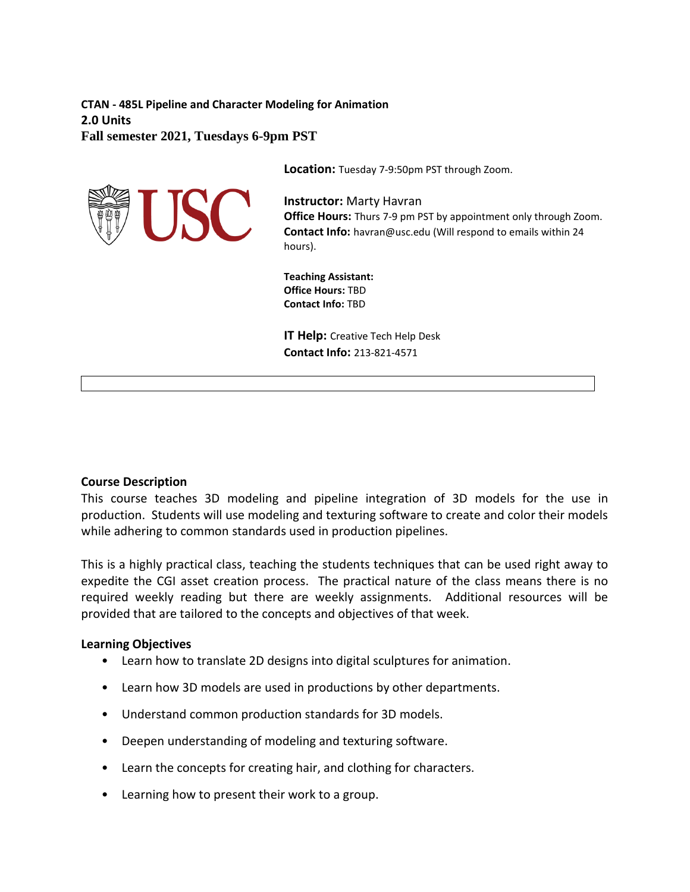**CTAN - 485L Pipeline and Character Modeling for Animation**
**2.0 Units**
**Fall semester 2021, Tuesdays 6-9pm PST**

**Location:** Tuesday 7-9:50pm PST through Zoom.

**Instructor:** Marty Havran
**Office Hours:** Thurs 7-9 pm PST by appointment only through Zoom.
**Contact Info:** havran@usc.edu (Will respond to emails within 24 hours).

**Teaching Assistant:**
**Office Hours:** TBD
**Contact Info:** TBD

**IT Help:** Creative Tech Help Desk
**Contact Info:** 213-821-4571

## Course Description

This course teaches 3D modeling and pipeline integration of 3D models for the use in production. Students will use modeling and texturing software to create and color their models while adhering to common standards used in production pipelines.

This is a highly practical class, teaching the students techniques that can be used right away to expedite the CGI asset creation process. The practical nature of the class means there is no required weekly reading but there are weekly assignments. Additional resources will be provided that are tailored to the concepts and objectives of that week.

## Learning Objectives

- Learn how to translate 2D designs into digital sculptures for animation.
- Learn how 3D models are used in productions by other departments.
- Understand common production standards for 3D models.
- Deepen understanding of modeling and texturing software.
- Learn the concepts for creating hair, and clothing for characters.
- Learning how to present their work to a group.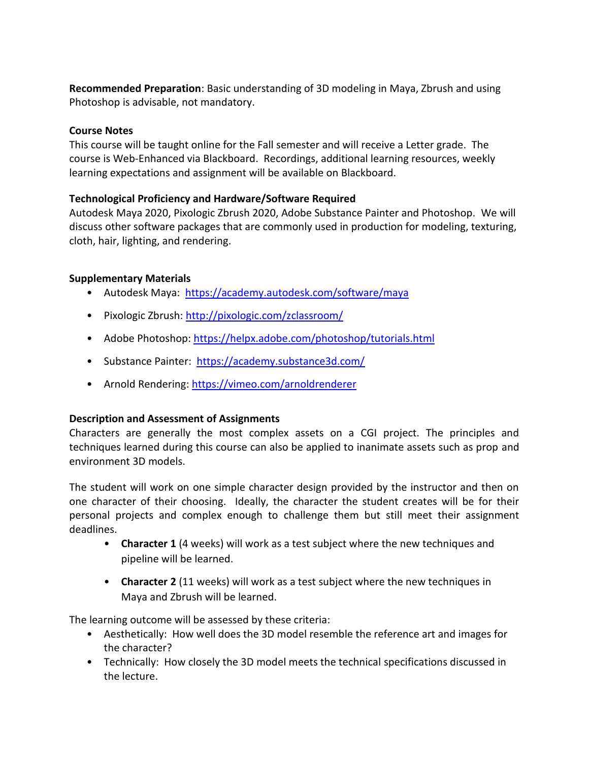**Recommended Preparation**: Basic understanding of 3D modeling in Maya, Zbrush and using Photoshop is advisable, not mandatory.

**Course Notes**
This course will be taught online for the Fall semester and will receive a Letter grade. The course is Web-Enhanced via Blackboard. Recordings, additional learning resources, weekly learning expectations and assignment will be available on Blackboard.

**Technological Proficiency and Hardware/Software Required**
Autodesk Maya 2020, Pixologic Zbrush 2020, Adobe Substance Painter and Photoshop. We will discuss other software packages that are commonly used in production for modeling, texturing, cloth, hair, lighting, and rendering.

**Supplementary Materials**

- Autodesk Maya: https://academy.autodesk.com/software/maya
- Pixologic Zbrush: http://pixologic.com/zclassroom/
- Adobe Photoshop: https://helpx.adobe.com/photoshop/tutorials.html
- Substance Painter: https://academy.substance3d.com/
- Arnold Rendering: https://vimeo.com/arnoldrenderer

**Description and Assessment of Assignments**
Characters are generally the most complex assets on a CGI project. The principles and techniques learned during this course can also be applied to inanimate assets such as prop and environment 3D models.

The student will work on one simple character design provided by the instructor and then on one character of their choosing. Ideally, the character the student creates will be for their personal projects and complex enough to challenge them but still meet their assignment deadlines.

- **Character 1** (4 weeks) will work as a test subject where the new techniques and pipeline will be learned.
- **Character 2** (11 weeks) will work as a test subject where the new techniques in Maya and Zbrush will be learned.

The learning outcome will be assessed by these criteria:

- Aesthetically: How well does the 3D model resemble the reference art and images for the character?
- Technically: How closely the 3D model meets the technical specifications discussed in the lecture.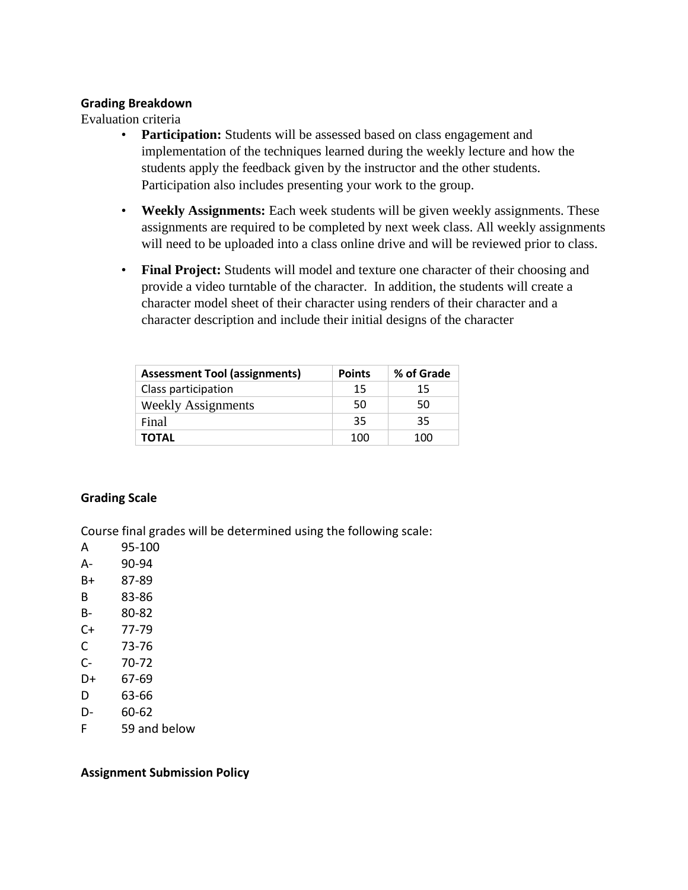**Grading Breakdown**

Evaluation criteria

- **Participation:** Students will be assessed based on class engagement and implementation of the techniques learned during the weekly lecture and how the students apply the feedback given by the instructor and the other students. Participation also includes presenting your work to the group.
- **Weekly Assignments:** Each week students will be given weekly assignments. These assignments are required to be completed by next week class. All weekly assignments will need to be uploaded into a class online drive and will be reviewed prior to class.
- **Final Project:** Students will model and texture one character of their choosing and provide a video turntable of the character. In addition, the students will create a character model sheet of their character using renders of their character and a character description and include their initial designs of the character

| Assessment Tool (assignments) | Points | % of Grade |
|---|---|---|
| Class participation | 15 | 15 |
| Weekly Assignments | 50 | 50 |
| Final | 35 | 35 |
| **TOTAL** | 100 | 100 |

**Grading Scale**

Course final grades will be determined using the following scale:

A 95-100
A- 90-94
B+ 87-89
B 83-86
B- 80-82
C+ 77-79
C 73-76
C- 70-72
D+ 67-69
D 63-66
D- 60-62
F 59 and below

**Assignment Submission Policy**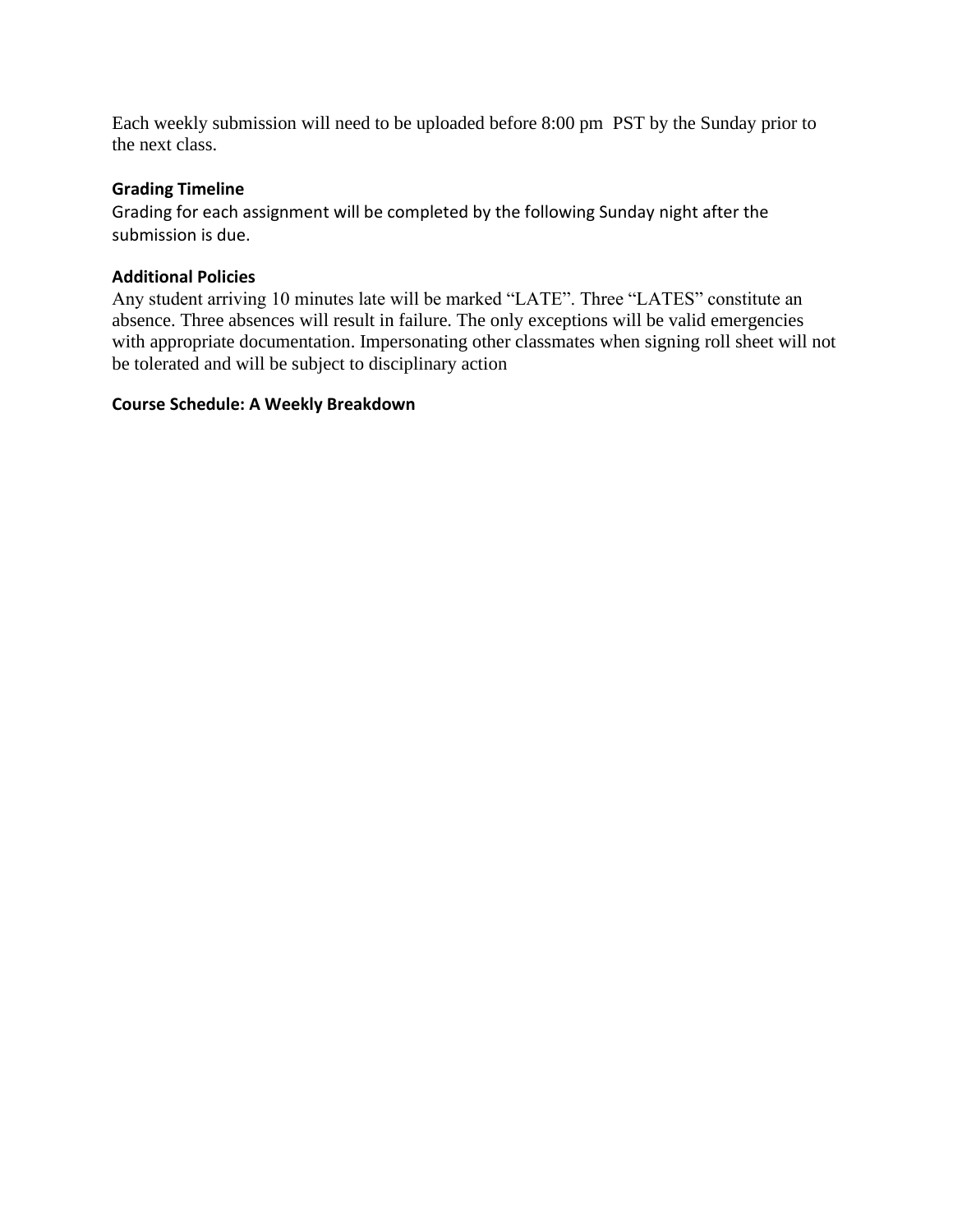Each weekly submission will need to be uploaded before 8:00 pm  PST by the Sunday prior to the next class.

### Grading Timeline

Grading for each assignment will be completed by the following Sunday night after the submission is due.

### Additional Policies

Any student arriving 10 minutes late will be marked “LATE”. Three “LATES” constitute an absence. Three absences will result in failure. The only exceptions will be valid emergencies with appropriate documentation. Impersonating other classmates when signing roll sheet will not be tolerated and will be subject to disciplinary action

### Course Schedule: A Weekly Breakdown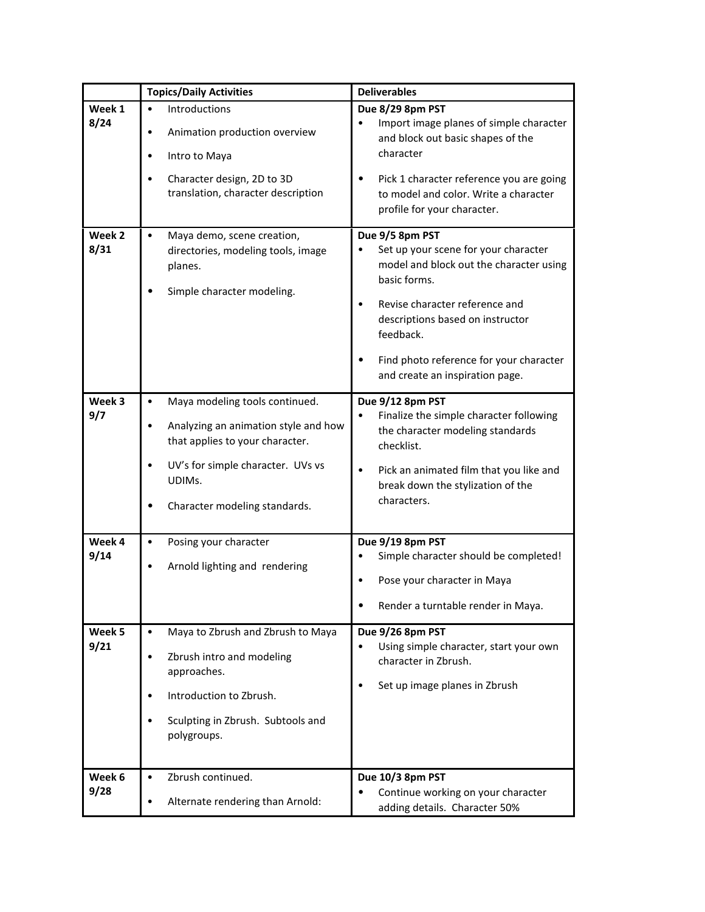| | Topics/Daily Activities | Deliverables |
|---|---|---|
| **Week 1 8/24** | • Introductions<br>• Animation production overview<br>• Intro to Maya<br>• Character design, 2D to 3D translation, character description | **Due 8/29 8pm PST**<br>• Import image planes of simple character and block out basic shapes of the character<br>• Pick 1 character reference you are going to model and color. Write a character profile for your character. |
| **Week 2 8/31** | • Maya demo, scene creation, directories, modeling tools, image planes.<br>• Simple character modeling. | **Due 9/5 8pm PST**<br>• Set up your scene for your character model and block out the character using basic forms.<br>• Revise character reference and descriptions based on instructor feedback.<br>• Find photo reference for your character and create an inspiration page. |
| **Week 3 9/7** | • Maya modeling tools continued.<br>• Analyzing an animation style and how that applies to your character.<br>• UV's for simple character. UVs vs UDIMs.<br>• Character modeling standards. | **Due 9/12 8pm PST**<br>• Finalize the simple character following the character modeling standards checklist.<br>• Pick an animated film that you like and break down the stylization of the characters. |
| **Week 4 9/14** | • Posing your character<br>• Arnold lighting and rendering | **Due 9/19 8pm PST**<br>• Simple character should be completed!<br>• Pose your character in Maya<br>• Render a turntable render in Maya. |
| **Week 5 9/21** | • Maya to Zbrush and Zbrush to Maya<br>• Zbrush intro and modeling approaches.<br>• Introduction to Zbrush.<br>• Sculpting in Zbrush. Subtools and polygroups. | **Due 9/26 8pm PST**<br>• Using simple character, start your own character in Zbrush.<br>• Set up image planes in Zbrush |
| **Week 6 9/28** | • Zbrush continued.<br>• Alternate rendering than Arnold: | **Due 10/3 8pm PST**<br>• Continue working on your character adding details. Character 50% |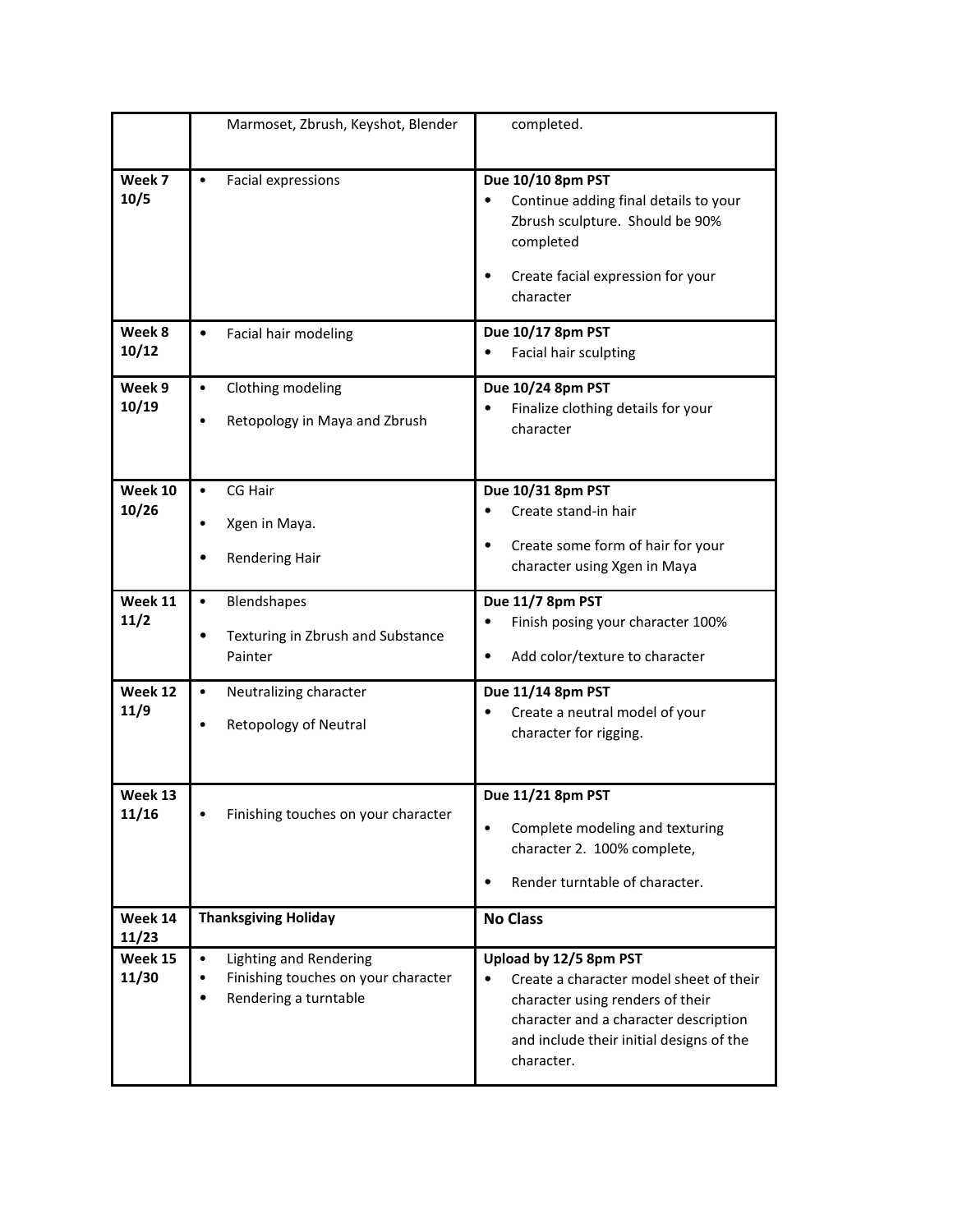| | | |
|---|---|---|
| | Marmoset, Zbrush, Keyshot, Blender | completed. |
| **Week 7 10/5** | • Facial expressions | **Due 10/10 8pm PST**<br>• Continue adding final details to your Zbrush sculpture. Should be 90% completed<br>• Create facial expression for your character |
| **Week 8 10/12** | • Facial hair modeling | **Due 10/17 8pm PST**<br>• Facial hair sculpting |
| **Week 9 10/19** | • Clothing modeling<br>• Retopology in Maya and Zbrush | **Due 10/24 8pm PST**<br>• Finalize clothing details for your character |
| **Week 10 10/26** | • CG Hair<br>• Xgen in Maya.<br>• Rendering Hair | **Due 10/31 8pm PST**<br>• Create stand-in hair<br>• Create some form of hair for your character using Xgen in Maya |
| **Week 11 11/2** | • Blendshapes<br>• Texturing in Zbrush and Substance Painter | **Due 11/7 8pm PST**<br>• Finish posing your character 100%<br>• Add color/texture to character |
| **Week 12 11/9** | • Neutralizing character<br>• Retopology of Neutral | **Due 11/14 8pm PST**<br>• Create a neutral model of your character for rigging. |
| **Week 13 11/16** | • Finishing touches on your character | **Due 11/21 8pm PST**<br>• Complete modeling and texturing character 2. 100% complete,<br>• Render turntable of character. |
| **Week 14 11/23** | **Thanksgiving Holiday** | **No Class** |
| **Week 15 11/30** | • Lighting and Rendering<br>• Finishing touches on your character<br>• Rendering a turntable | **Upload by 12/5 8pm PST**<br>• Create a character model sheet of their character using renders of their character and a character description and include their initial designs of the character. |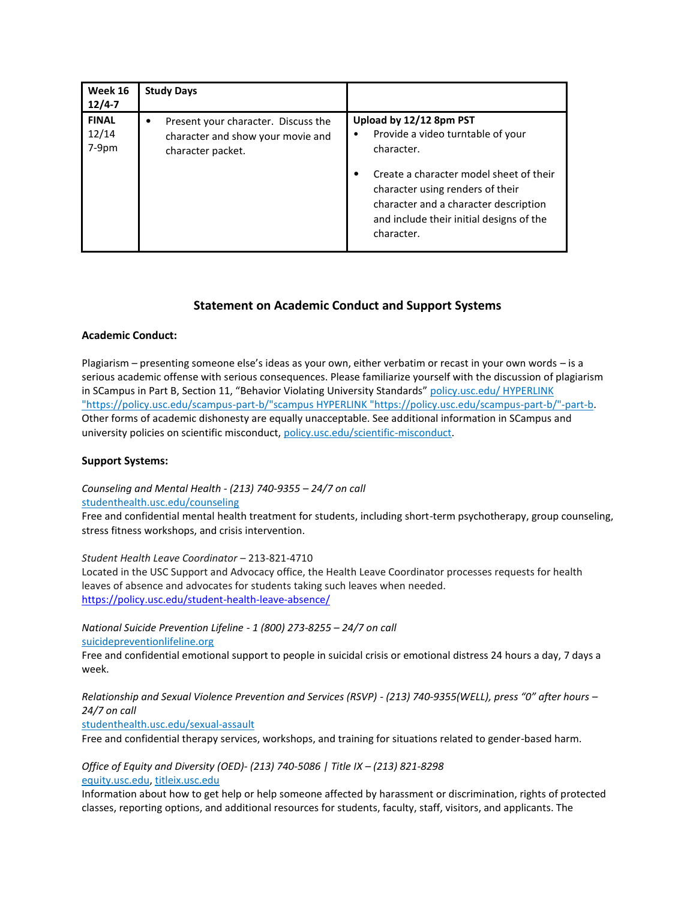| Week 16 12/4-7 | Study Days | |
|---|---|---|
| FINAL 12/14 7-9pm | • Present your character. Discuss the character and show your movie and character packet. | Upload by 12/12 8pm PST<br>• Provide a video turntable of your character.<br>• Create a character model sheet of their character using renders of their character and a character description and include their initial designs of the character. |

## Statement on Academic Conduct and Support Systems

**Academic Conduct:**

Plagiarism – presenting someone else's ideas as your own, either verbatim or recast in your own words – is a serious academic offense with serious consequences. Please familiarize yourself with the discussion of plagiarism in SCampus in Part B, Section 11, "Behavior Violating University Standards" policy.usc.edu/ HYPERLINK "https://policy.usc.edu/scampus-part-b/"scampus HYPERLINK "https://policy.usc.edu/scampus-part-b/"-part-b. Other forms of academic dishonesty are equally unacceptable. See additional information in SCampus and university policies on scientific misconduct, policy.usc.edu/scientific-misconduct.

**Support Systems:**

*Counseling and Mental Health - (213) 740-9355 – 24/7 on call*
studenthealth.usc.edu/counseling
Free and confidential mental health treatment for students, including short-term psychotherapy, group counseling, stress fitness workshops, and crisis intervention.

*Student Health Leave Coordinator* – 213-821-4710
Located in the USC Support and Advocacy office, the Health Leave Coordinator processes requests for health leaves of absence and advocates for students taking such leaves when needed.
https://policy.usc.edu/student-health-leave-absence/

*National Suicide Prevention Lifeline - 1 (800) 273-8255 – 24/7 on call*
suicidepreventionlifeline.org
Free and confidential emotional support to people in suicidal crisis or emotional distress 24 hours a day, 7 days a week.

*Relationship and Sexual Violence Prevention and Services (RSVP) - (213) 740-9355(WELL), press "0" after hours – 24/7 on call*
studenthealth.usc.edu/sexual-assault
Free and confidential therapy services, workshops, and training for situations related to gender-based harm.

*Office of Equity and Diversity (OED)- (213) 740-5086 | Title IX – (213) 821-8298*
equity.usc.edu, titleix.usc.edu
Information about how to get help or help someone affected by harassment or discrimination, rights of protected classes, reporting options, and additional resources for students, faculty, staff, visitors, and applicants. The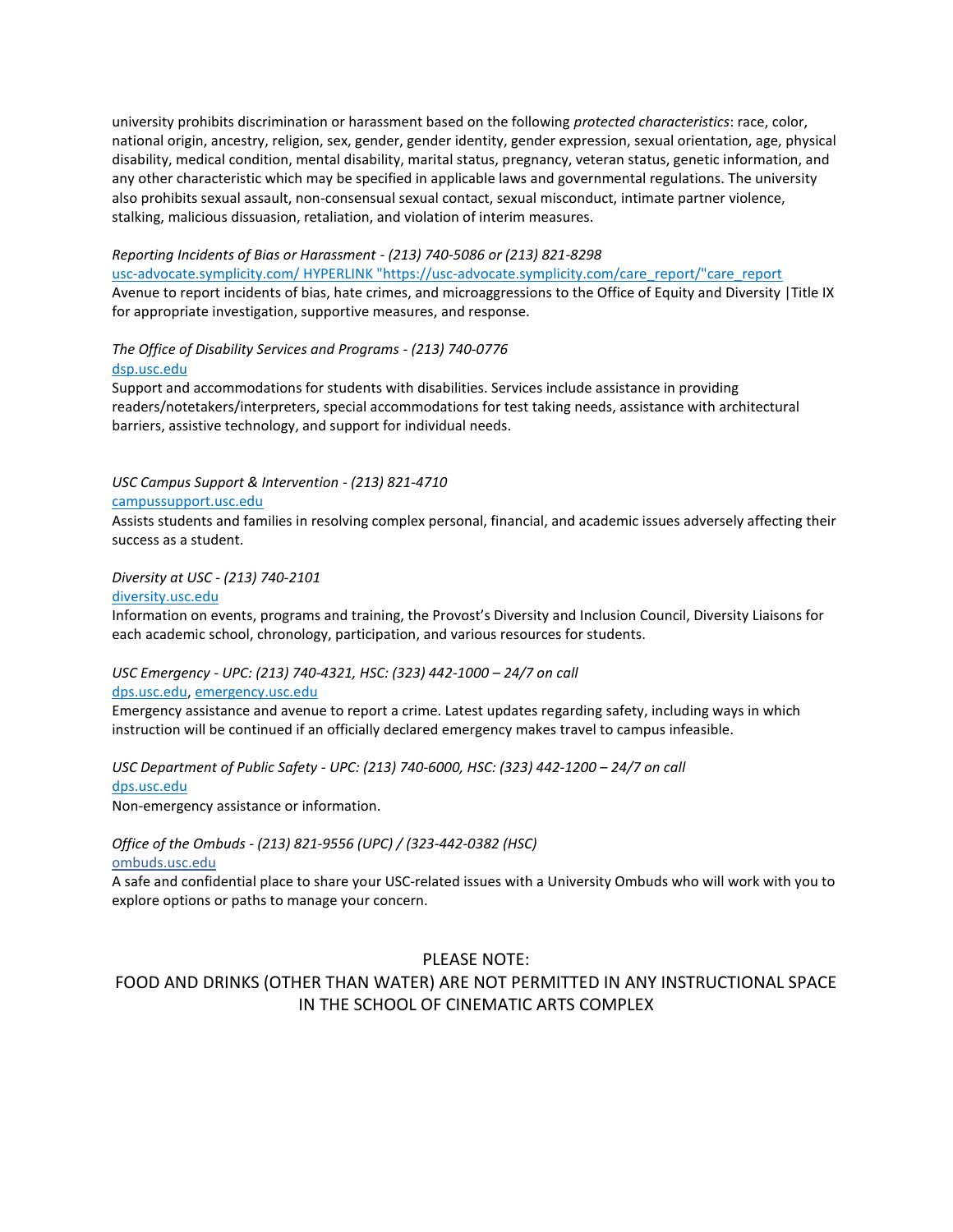university prohibits discrimination or harassment based on the following *protected characteristics*: race, color, national origin, ancestry, religion, sex, gender, gender identity, gender expression, sexual orientation, age, physical disability, medical condition, mental disability, marital status, pregnancy, veteran status, genetic information, and any other characteristic which may be specified in applicable laws and governmental regulations. The university also prohibits sexual assault, non-consensual sexual contact, sexual misconduct, intimate partner violence, stalking, malicious dissuasion, retaliation, and violation of interim measures.

*Reporting Incidents of Bias or Harassment - (213) 740-5086 or (213) 821-8298*
usc-advocate.symplicity.com/ HYPERLINK "https://usc-advocate.symplicity.com/care_report/"care_report
Avenue to report incidents of bias, hate crimes, and microaggressions to the Office of Equity and Diversity |Title IX for appropriate investigation, supportive measures, and response.

*The Office of Disability Services and Programs - (213) 740-0776*
dsp.usc.edu
Support and accommodations for students with disabilities. Services include assistance in providing readers/notetakers/interpreters, special accommodations for test taking needs, assistance with architectural barriers, assistive technology, and support for individual needs.

*USC Campus Support & Intervention - (213) 821-4710*
campussupport.usc.edu
Assists students and families in resolving complex personal, financial, and academic issues adversely affecting their success as a student.

*Diversity at USC - (213) 740-2101*
diversity.usc.edu
Information on events, programs and training, the Provost's Diversity and Inclusion Council, Diversity Liaisons for each academic school, chronology, participation, and various resources for students.

*USC Emergency - UPC: (213) 740-4321, HSC: (323) 442-1000 – 24/7 on call*
dps.usc.edu, emergency.usc.edu
Emergency assistance and avenue to report a crime. Latest updates regarding safety, including ways in which instruction will be continued if an officially declared emergency makes travel to campus infeasible.

*USC Department of Public Safety - UPC: (213) 740-6000, HSC: (323) 442-1200 – 24/7 on call*
dps.usc.edu
Non-emergency assistance or information.

*Office of the Ombuds - (213) 821-9556 (UPC) / (323-442-0382 (HSC)*
ombuds.usc.edu
A safe and confidential place to share your USC-related issues with a University Ombuds who will work with you to explore options or paths to manage your concern.

PLEASE NOTE:
FOOD AND DRINKS (OTHER THAN WATER) ARE NOT PERMITTED IN ANY INSTRUCTIONAL SPACE IN THE SCHOOL OF CINEMATIC ARTS COMPLEX